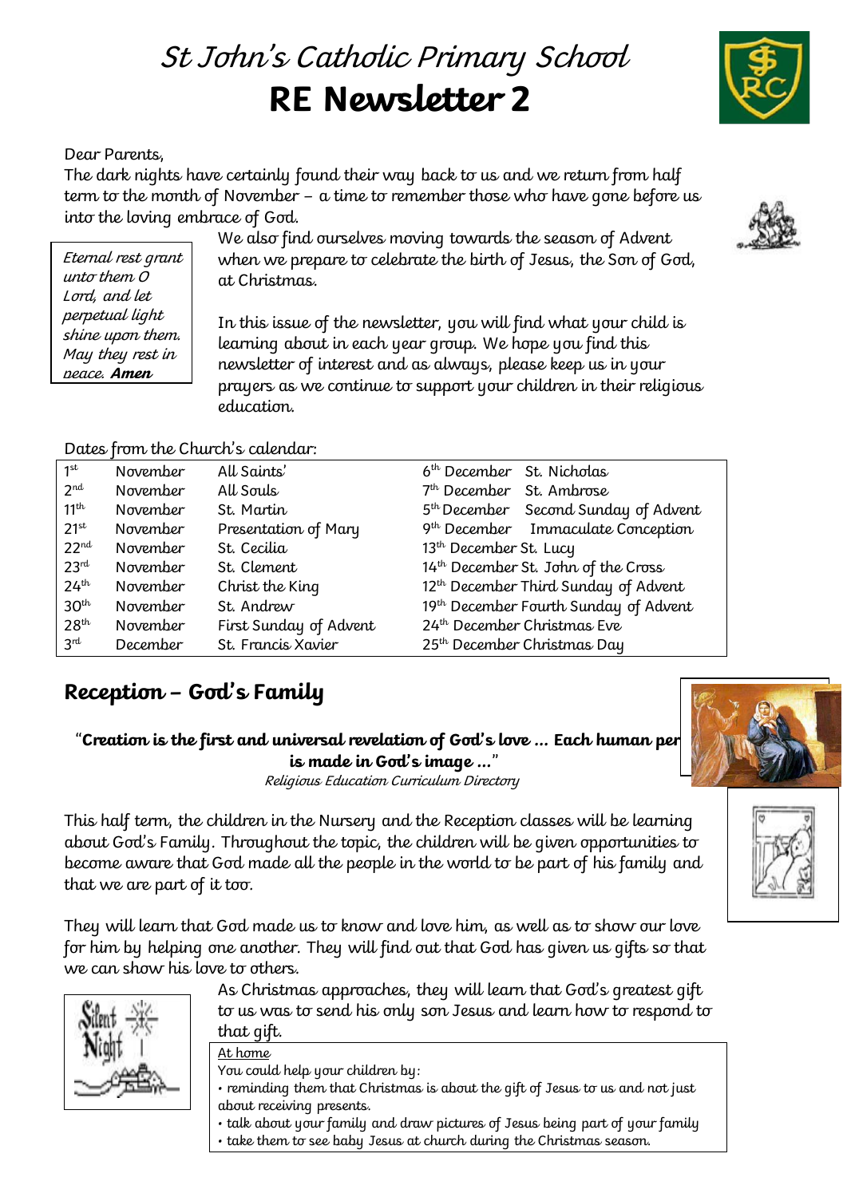# St John's Catholic Primary School
# RE Newsletter 2

Dear Parents,

The dark nights have certainly found their way back to us and we return from half term to the month of November – a time to remember those who have gone before us into the loving embrace of God.

*Eternal rest grant unto them O Lord, and let perpetual light shine upon them. May they rest in peace.* ***Amen***

We also find ourselves moving towards the season of Advent when we prepare to celebrate the birth of Jesus, the Son of God, at Christmas.

In this issue of the newsletter, you will find what your child is learning about in each year group. We hope you find this newsletter of interest and as always, please keep us in your prayers as we continue to support your children in their religious education.

Dates from the Church's calendar:

| | | | |
|---|---|---|---|
| 1st | November | All Saints' | 6th December St. Nicholas |
| 2nd | November | All Souls | 7th December St. Ambrose |
| 11th | November | St. Martin | 5th December Second Sunday of Advent |
| 21st | November | Presentation of Mary | 9th December Immaculate Conception |
| 22nd | November | St. Cecilia | 13th December St. Lucy |
| 23rd | November | St. Clement | 14th December St. John of the Cross |
| 24th | November | Christ the King | 12th December Third Sunday of Advent |
| 30th | November | St. Andrew | 19th December Fourth Sunday of Advent |
| 28th | November | First Sunday of Advent | 24th December Christmas Eve |
| 3rd | December | St. Francis Xavier | 25th December Christmas Day |

## Reception – God's Family

"**Creation is the first and universal revelation of God's love ... Each human per is made in God's image ...**"
*Religious Education Curriculum Directory*

This half term, the children in the Nursery and the Reception classes will be learning about God's Family. Throughout the topic, the children will be given opportunities to become aware that God made all the people in the world to be part of his family and that we are part of it too.

They will learn that God made us to know and love him, as well as to show our love for him by helping one another. They will find out that God has given us gifts so that we can show his love to others.

As Christmas approaches, they will learn that God's greatest gift to us was to send his only son Jesus and learn how to respond to that gift.

At home

You could help your children by:

- reminding them that Christmas is about the gift of Jesus to us and not just about receiving presents.
- talk about your family and draw pictures of Jesus being part of your family
- take them to see baby Jesus at church during the Christmas season.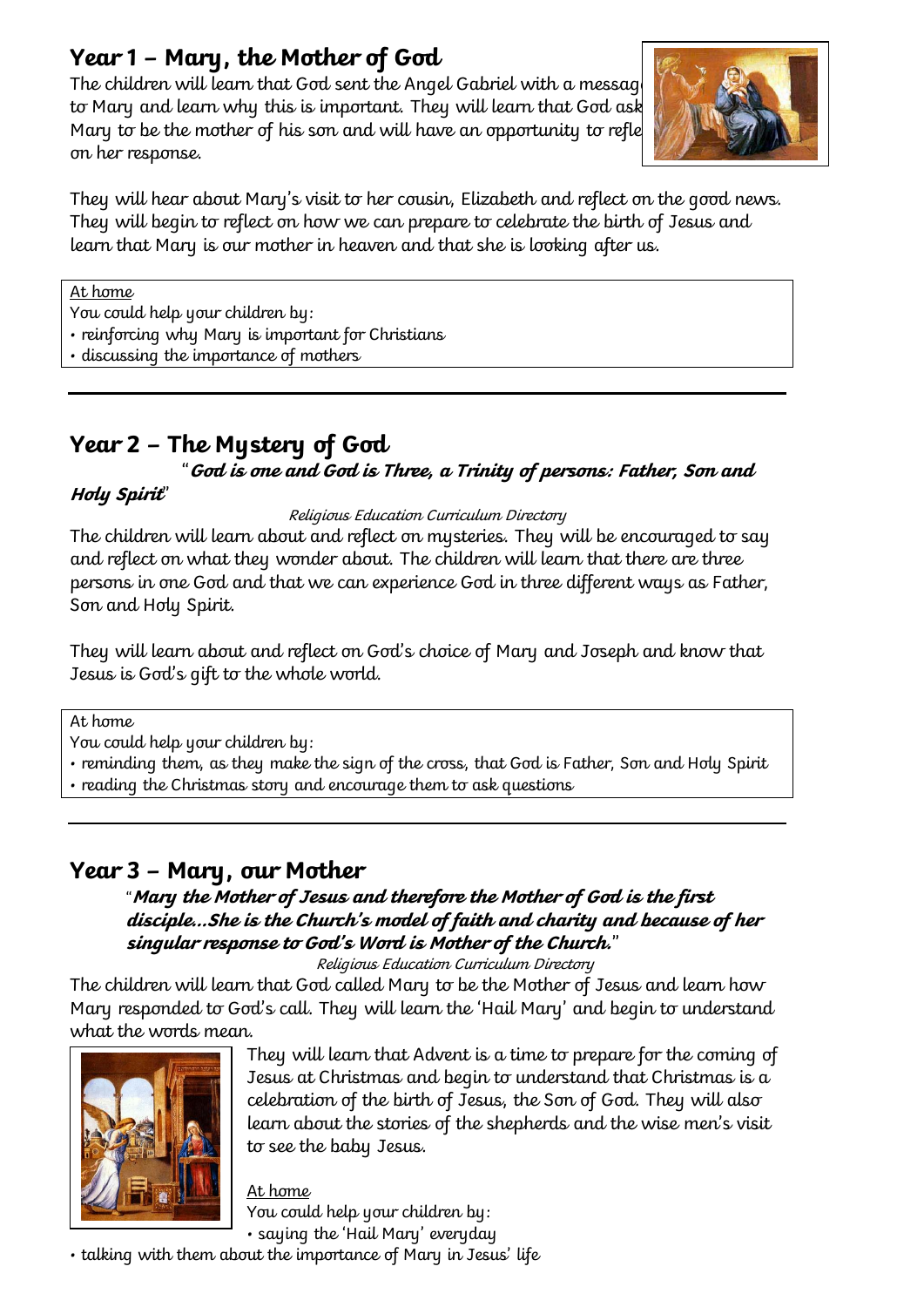## Year 1 – Mary, the Mother of God

The children will learn that God sent the Angel Gabriel with a message to Mary and learn why this is important. They will learn that God asked Mary to be the mother of his son and will have an opportunity to reflect on her response.

They will hear about Mary's visit to her cousin, Elizabeth and reflect on the good news. They will begin to reflect on how we can prepare to celebrate the birth of Jesus and learn that Mary is our mother in heaven and that she is looking after us.

At home

You could help your children by:

- reinforcing why Mary is important for Christians
- discussing the importance of mothers

---

## Year 2 – The Mystery of God

"***God is one and God is Three, a Trinity of persons: Father, Son and Holy Spirit***"

*Religious Education Curriculum Directory*

The children will learn about and reflect on mysteries. They will be encouraged to say and reflect on what they wonder about. The children will learn that there are three persons in one God and that we can experience God in three different ways as Father, Son and Holy Spirit.

They will learn about and reflect on God's choice of Mary and Joseph and know that Jesus is God's gift to the whole world.

At home

You could help your children by:

- reminding them, as they make the sign of the cross, that God is Father, Son and Holy Spirit
- reading the Christmas story and encourage them to ask questions

---

## Year 3 – Mary, our Mother

"***Mary the Mother of Jesus and therefore the Mother of God is the first disciple…She is the Church's model of faith and charity and because of her singular response to God's Word is Mother of the Church.***"

*Religious Education Curriculum Directory*

The children will learn that God called Mary to be the Mother of Jesus and learn how Mary responded to God's call. They will learn the 'Hail Mary' and begin to understand what the words mean.

They will learn that Advent is a time to prepare for the coming of Jesus at Christmas and begin to understand that Christmas is a celebration of the birth of Jesus, the Son of God. They will also learn about the stories of the shepherds and the wise men's visit to see the baby Jesus.

At home

You could help your children by:

- saying the 'Hail Mary' everyday
- talking with them about the importance of Mary in Jesus' life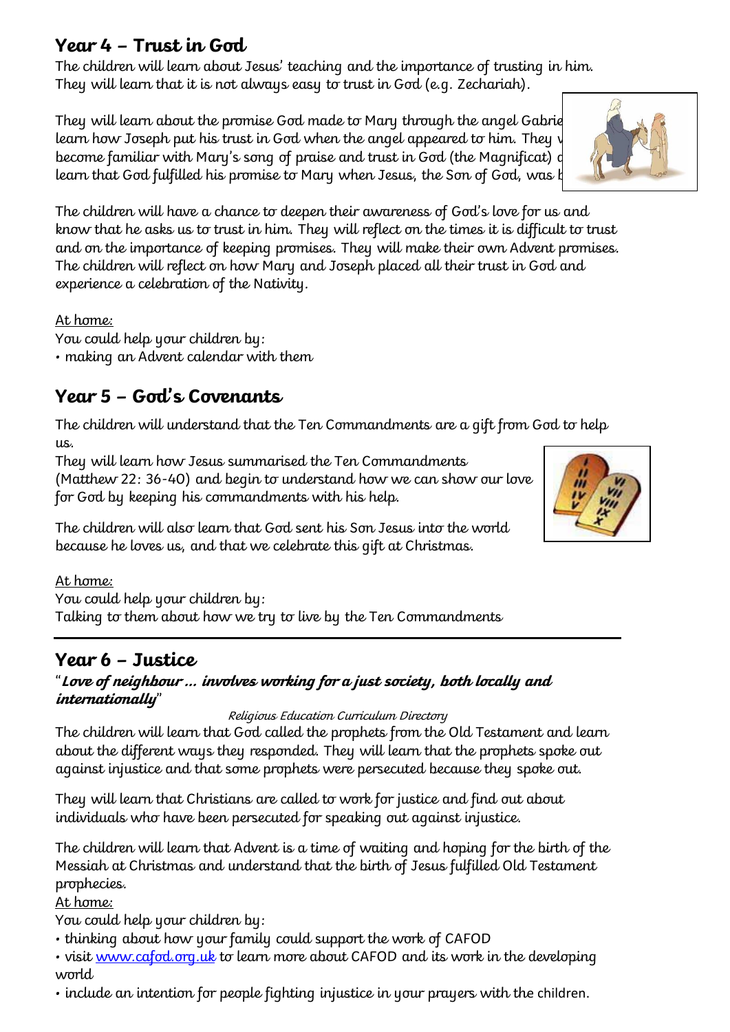## Year 4 – Trust in God

The children will learn about Jesus' teaching and the importance of trusting in him. They will learn that it is not always easy to trust in God (e.g. Zechariah).

They will learn about the promise God made to Mary through the angel Gabrie learn how Joseph put his trust in God when the angel appeared to him. They v become familiar with Mary's song of praise and trust in God (the Magnificat) a learn that God fulfilled his promise to Mary when Jesus, the Son of God, was b

The children will have a chance to deepen their awareness of God's love for us and know that he asks us to trust in him. They will reflect on the times it is difficult to trust and on the importance of keeping promises. They will make their own Advent promises. The children will reflect on how Mary and Joseph placed all their trust in God and experience a celebration of the Nativity.

At home:

You could help your children by:

• making an Advent calendar with them

## Year 5 – God's Covenants

The children will understand that the Ten Commandments are a gift from God to help us.

They will learn how Jesus summarised the Ten Commandments (Matthew 22: 36-40) and begin to understand how we can show our love for God by keeping his commandments with his help.

The children will also learn that God sent his Son Jesus into the world because he loves us, and that we celebrate this gift at Christmas.

At home:

You could help your children by:

Talking to them about how we try to live by the Ten Commandments

---

## Year 6 – Justice

"***Love of neighbour … involves working for a just society, both locally and internationally***"

*Religious Education Curriculum Directory*

The children will learn that God called the prophets from the Old Testament and learn about the different ways they responded. They will learn that the prophets spoke out against injustice and that some prophets were persecuted because they spoke out.

They will learn that Christians are called to work for justice and find out about individuals who have been persecuted for speaking out against injustice.

The children will learn that Advent is a time of waiting and hoping for the birth of the Messiah at Christmas and understand that the birth of Jesus fulfilled Old Testament prophecies.

At home:

You could help your children by:

• thinking about how your family could support the work of CAFOD

• visit www.cafod.org.uk to learn more about CAFOD and its work in the developing world

• include an intention for people fighting injustice in your prayers with the children.